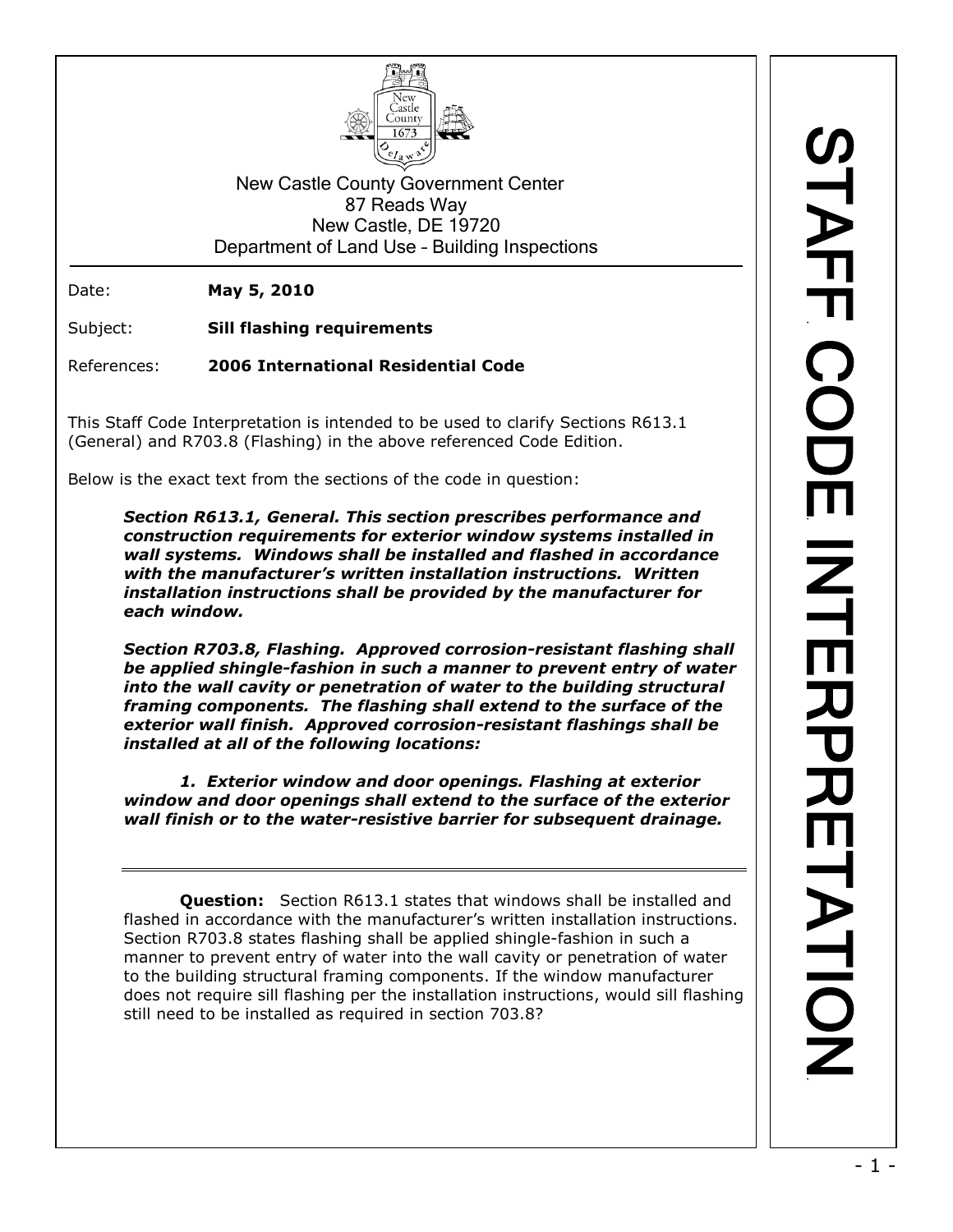New Castle County Government Center
87 Reads Way
New Castle, DE 19720
Department of Land Use – Building Inspections

# STAFF CODE INTERPRETATION

---

Date: **May 5, 2010**

Subject: **Sill flashing requirements**

References: **2006 International Residential Code**

This Staff Code Interpretation is intended to be used to clarify Sections R613.1 (General) and R703.8 (Flashing) in the above referenced Code Edition.

Below is the exact text from the sections of the code in question:

> ***Section R613.1, General. This section prescribes performance and construction requirements for exterior window systems installed in wall systems. Windows shall be installed and flashed in accordance with the manufacturer's written installation instructions. Written installation instructions shall be provided by the manufacturer for each window.***
>
> ***Section R703.8, Flashing. Approved corrosion-resistant flashing shall be applied shingle-fashion in such a manner to prevent entry of water into the wall cavity or penetration of water to the building structural framing components. The flashing shall extend to the surface of the exterior wall finish. Approved corrosion-resistant flashings shall be installed at all of the following locations:***
>
> ***1. Exterior window and door openings. Flashing at exterior window and door openings shall extend to the surface of the exterior wall finish or to the water-resistive barrier for subsequent drainage.***

---

**Question:** Section R613.1 states that windows shall be installed and flashed in accordance with the manufacturer's written installation instructions. Section R703.8 states flashing shall be applied shingle-fashion in such a manner to prevent entry of water into the wall cavity or penetration of water to the building structural framing components. If the window manufacturer does not require sill flashing per the installation instructions, would sill flashing still need to be installed as required in section 703.8?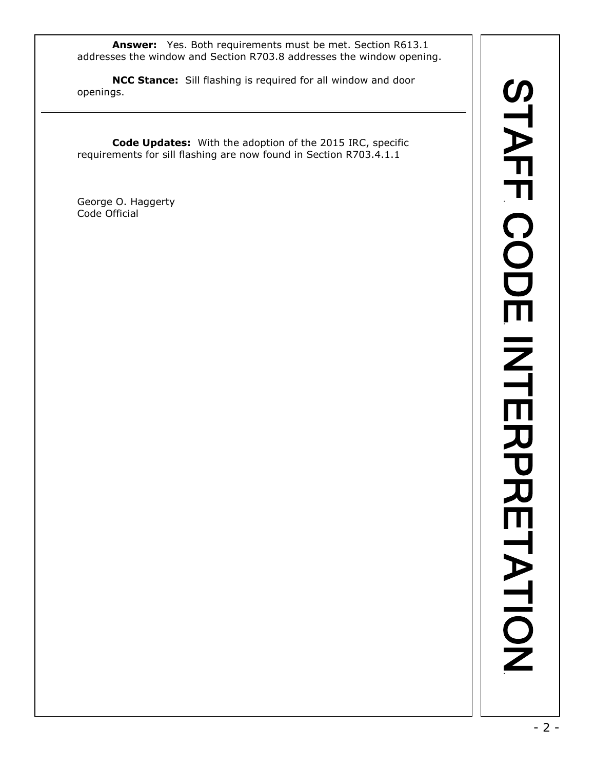**Answer:** Yes. Both requirements must be met. Section R613.1 addresses the window and Section R703.8 addresses the window opening.

**NCC Stance:** Sill flashing is required for all window and door openings.

---

**Code Updates:** With the adoption of the 2015 IRC, specific requirements for sill flashing are now found in Section R703.4.1.1

George O. Haggerty
Code Official

STAFF CODE INTERPRETATION